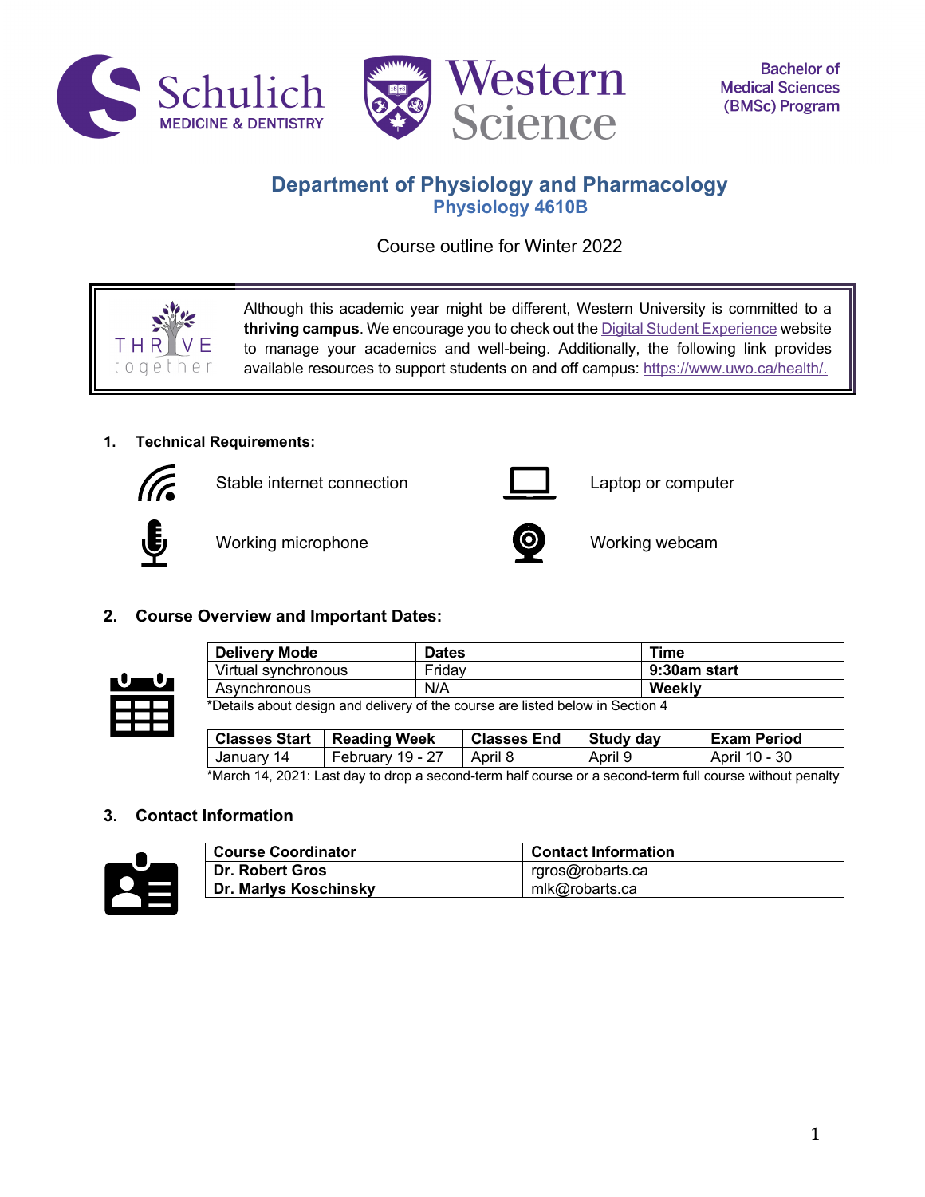Bachelor of Medical Sciences (BMSc) Program

# Department of Physiology and Pharmacology

## Physiology 4610B

Course outline for Winter 2022

Although this academic year might be different, Western University is committed to a **thriving campus**. We encourage you to check out the Digital Student Experience website to manage your academics and well-being. Additionally, the following link provides available resources to support students on and off campus: https://www.uwo.ca/health/.

### 1. Technical Requirements:

- Stable internet connection
- Laptop or computer
- Working microphone
- Working webcam

### 2. Course Overview and Important Dates:

| Delivery Mode | Dates | Time |
|---|---|---|
| Virtual synchronous | Friday | **9:30am start** |
| Asynchronous | N/A | **Weekly** |

*Details about design and delivery of the course are listed below in Section 4

| Classes Start | Reading Week | Classes End | Study day | Exam Period |
|---|---|---|---|---|
| January 14 | February 19 - 27 | April 8 | April 9 | April 10 - 30 |

*March 14, 2021: Last day to drop a second-term half course or a second-term full course without penalty

### 3. Contact Information

| Course Coordinator | Contact Information |
|---|---|
| **Dr. Robert Gros** | rgros@robarts.ca |
| **Dr. Marlys Koschinsky** | mlk@robarts.ca |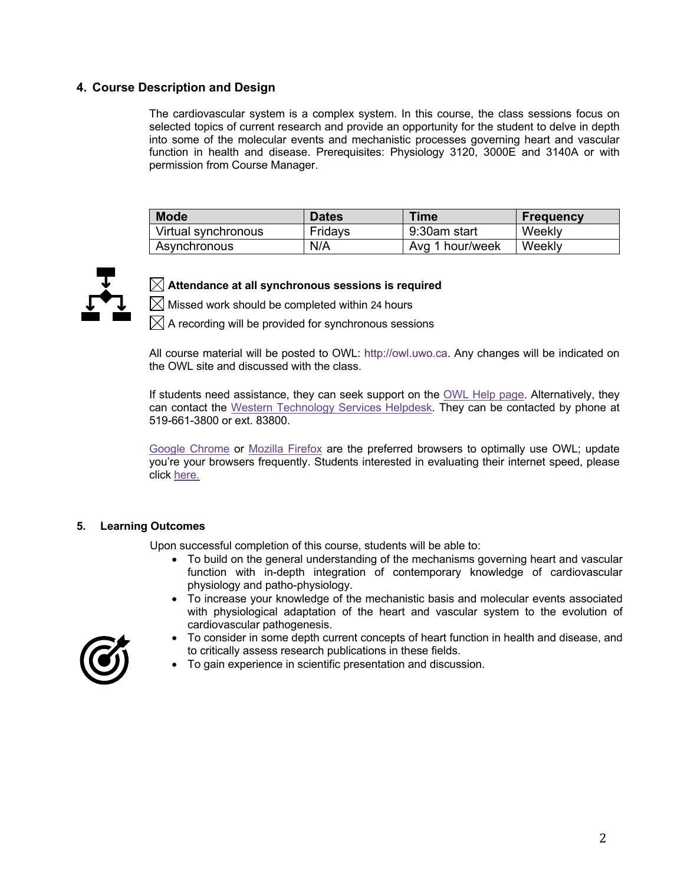## 4. Course Description and Design

The cardiovascular system is a complex system. In this course, the class sessions focus on selected topics of current research and provide an opportunity for the student to delve in depth into some of the molecular events and mechanistic processes governing heart and vascular function in health and disease. Prerequisites: Physiology 3120, 3000E and 3140A or with permission from Course Manager.

| Mode | Dates | Time | Frequency |
|---|---|---|---|
| Virtual synchronous | Fridays | 9:30am start | Weekly |
| Asynchronous | N/A | Avg 1 hour/week | Weekly |

☒ **Attendance at all synchronous sessions is required**
☒ Missed work should be completed within 24 hours
☒ A recording will be provided for synchronous sessions

All course material will be posted to OWL: http://owl.uwo.ca. Any changes will be indicated on the OWL site and discussed with the class.

If students need assistance, they can seek support on the OWL Help page. Alternatively, they can contact the Western Technology Services Helpdesk. They can be contacted by phone at 519-661-3800 or ext. 83800.

Google Chrome or Mozilla Firefox are the preferred browsers to optimally use OWL; update you're your browsers frequently. Students interested in evaluating their internet speed, please click here.

## 5. Learning Outcomes

Upon successful completion of this course, students will be able to:

- To build on the general understanding of the mechanisms governing heart and vascular function with in-depth integration of contemporary knowledge of cardiovascular physiology and patho-physiology.
- To increase your knowledge of the mechanistic basis and molecular events associated with physiological adaptation of the heart and vascular system to the evolution of cardiovascular pathogenesis.
- To consider in some depth current concepts of heart function in health and disease, and to critically assess research publications in these fields.
- To gain experience in scientific presentation and discussion.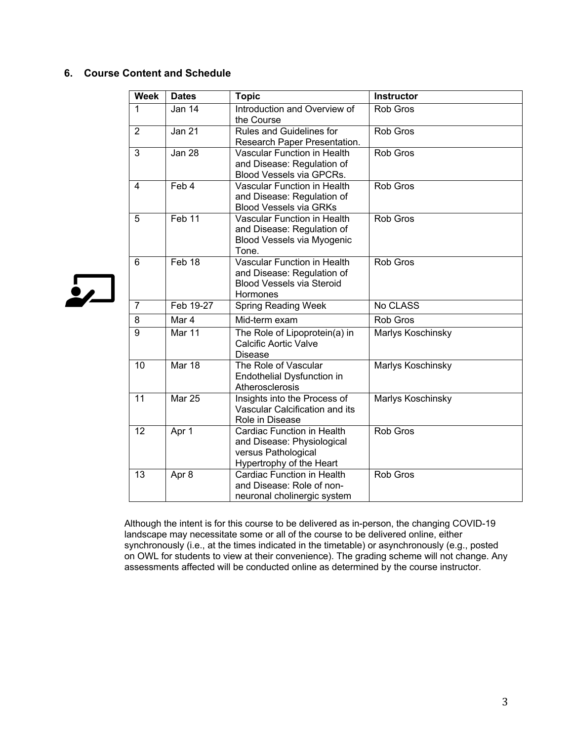## 6. Course Content and Schedule

| Week | Dates | Topic | Instructor |
|---|---|---|---|
| 1 | Jan 14 | Introduction and Overview of the Course | Rob Gros |
| 2 | Jan 21 | Rules and Guidelines for Research Paper Presentation. | Rob Gros |
| 3 | Jan 28 | Vascular Function in Health and Disease: Regulation of Blood Vessels via GPCRs. | Rob Gros |
| 4 | Feb 4 | Vascular Function in Health and Disease: Regulation of Blood Vessels via GRKs | Rob Gros |
| 5 | Feb 11 | Vascular Function in Health and Disease: Regulation of Blood Vessels via Myogenic Tone. | Rob Gros |
| 6 | Feb 18 | Vascular Function in Health and Disease: Regulation of Blood Vessels via Steroid Hormones | Rob Gros |
| 7 | Feb 19-27 | Spring Reading Week | No CLASS |
| 8 | Mar 4 | Mid-term exam | Rob Gros |
| 9 | Mar 11 | The Role of Lipoprotein(a) in Calcific Aortic Valve Disease | Marlys Koschinsky |
| 10 | Mar 18 | The Role of Vascular Endothelial Dysfunction in Atherosclerosis | Marlys Koschinsky |
| 11 | Mar 25 | Insights into the Process of Vascular Calcification and its Role in Disease | Marlys Koschinsky |
| 12 | Apr 1 | Cardiac Function in Health and Disease: Physiological versus Pathological Hypertrophy of the Heart | Rob Gros |
| 13 | Apr 8 | Cardiac Function in Health and Disease: Role of non-neuronal cholinergic system | Rob Gros |

Although the intent is for this course to be delivered as in-person, the changing COVID-19 landscape may necessitate some or all of the course to be delivered online, either synchronously (i.e., at the times indicated in the timetable) or asynchronously (e.g., posted on OWL for students to view at their convenience). The grading scheme will not change. Any assessments affected will be conducted online as determined by the course instructor.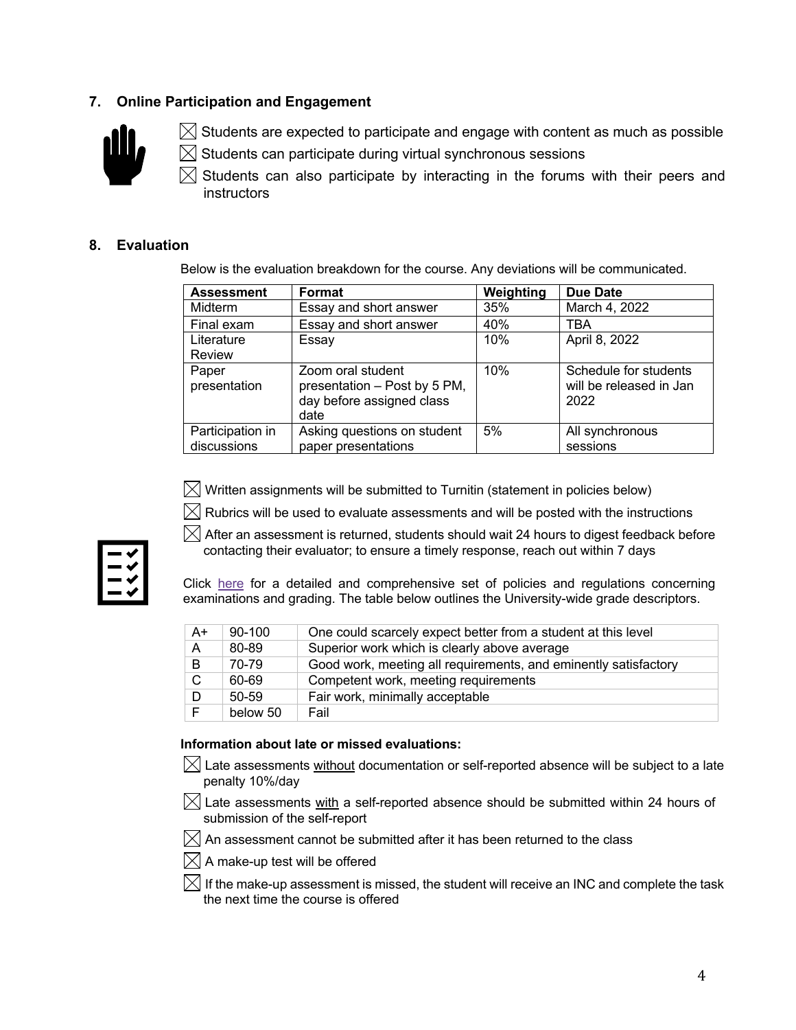## 7. Online Participation and Engagement

- ☒ Students are expected to participate and engage with content as much as possible
- ☒ Students can participate during virtual synchronous sessions
- ☒ Students can also participate by interacting in the forums with their peers and instructors

## 8. Evaluation

Below is the evaluation breakdown for the course. Any deviations will be communicated.

| Assessment | Format | Weighting | Due Date |
|---|---|---|---|
| Midterm | Essay and short answer | 35% | March 4, 2022 |
| Final exam | Essay and short answer | 40% | TBA |
| Literature Review | Essay | 10% | April 8, 2022 |
| Paper presentation | Zoom oral student presentation – Post by 5 PM, day before assigned class date | 10% | Schedule for students will be released in Jan 2022 |
| Participation in discussions | Asking questions on student paper presentations | 5% | All synchronous sessions |

- ☒ Written assignments will be submitted to Turnitin (statement in policies below)
- ☒ Rubrics will be used to evaluate assessments and will be posted with the instructions
- ☒ After an assessment is returned, students should wait 24 hours to digest feedback before contacting their evaluator; to ensure a timely response, reach out within 7 days

Click here for a detailed and comprehensive set of policies and regulations concerning examinations and grading. The table below outlines the University-wide grade descriptors.

| | | |
|---|---|---|
| A+ | 90-100 | One could scarcely expect better from a student at this level |
| A | 80-89 | Superior work which is clearly above average |
| B | 70-79 | Good work, meeting all requirements, and eminently satisfactory |
| C | 60-69 | Competent work, meeting requirements |
| D | 50-59 | Fair work, minimally acceptable |
| F | below 50 | Fail |

**Information about late or missed evaluations:**

- ☒ Late assessments <u>without</u> documentation or self-reported absence will be subject to a late penalty 10%/day
- ☒ Late assessments <u>with</u> a self-reported absence should be submitted within 24 hours of submission of the self-report
- ☒ An assessment cannot be submitted after it has been returned to the class
- ☒ A make-up test will be offered
- ☒ If the make-up assessment is missed, the student will receive an INC and complete the task the next time the course is offered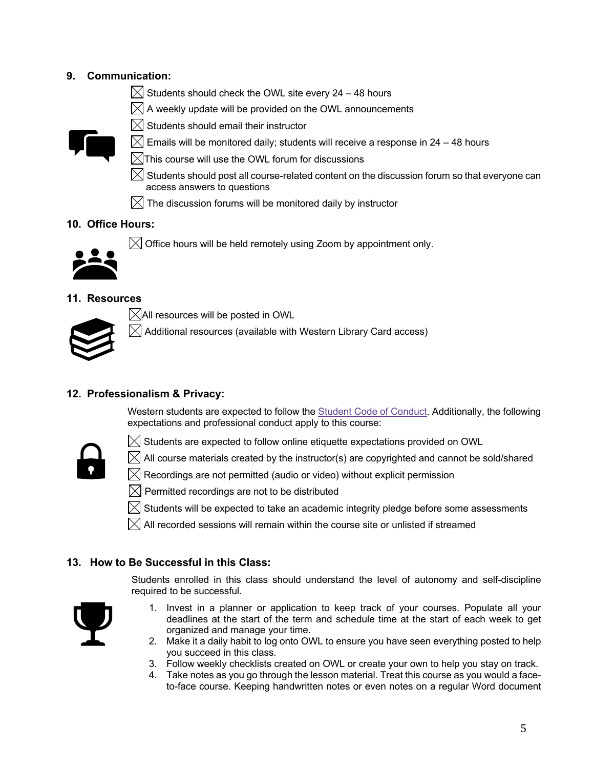## 9. Communication:

- ☒ Students should check the OWL site every 24 – 48 hours
- ☒ A weekly update will be provided on the OWL announcements
- ☒ Students should email their instructor
- ☒ Emails will be monitored daily; students will receive a response in 24 – 48 hours
- ☒ This course will use the OWL forum for discussions
- ☒ Students should post all course-related content on the discussion forum so that everyone can access answers to questions
- ☒ The discussion forums will be monitored daily by instructor

## 10. Office Hours:

- ☒ Office hours will be held remotely using Zoom by appointment only.

## 11. Resources

- ☒ All resources will be posted in OWL
- ☒ Additional resources (available with Western Library Card access)

## 12. Professionalism & Privacy:

Western students are expected to follow the Student Code of Conduct. Additionally, the following expectations and professional conduct apply to this course:

- ☒ Students are expected to follow online etiquette expectations provided on OWL
- ☒ All course materials created by the instructor(s) are copyrighted and cannot be sold/shared
- ☒ Recordings are not permitted (audio or video) without explicit permission
- ☒ Permitted recordings are not to be distributed
- ☒ Students will be expected to take an academic integrity pledge before some assessments
- ☒ All recorded sessions will remain within the course site or unlisted if streamed

## 13. How to Be Successful in this Class:

Students enrolled in this class should understand the level of autonomy and self-discipline required to be successful.

1. Invest in a planner or application to keep track of your courses. Populate all your deadlines at the start of the term and schedule time at the start of each week to get organized and manage your time.
2. Make it a daily habit to log onto OWL to ensure you have seen everything posted to help you succeed in this class.
3. Follow weekly checklists created on OWL or create your own to help you stay on track.
4. Take notes as you go through the lesson material. Treat this course as you would a face-to-face course. Keeping handwritten notes or even notes on a regular Word document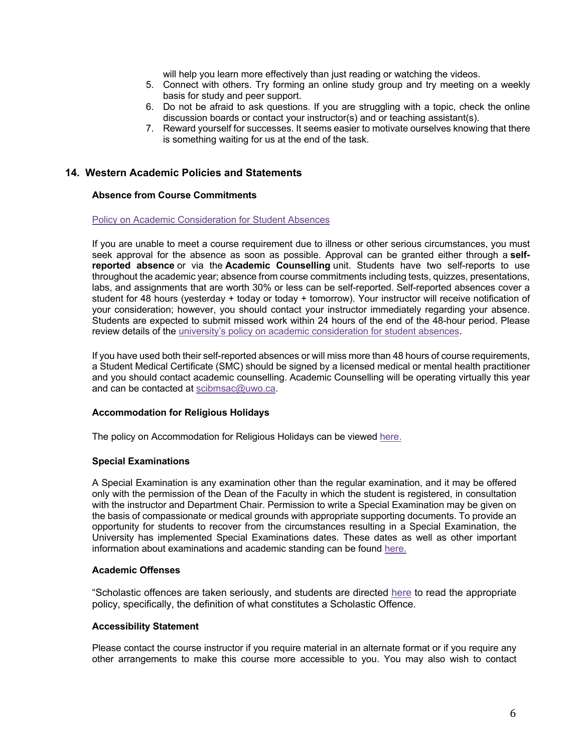will help you learn more effectively than just reading or watching the videos.

5. Connect with others. Try forming an online study group and try meeting on a weekly basis for study and peer support.
6. Do not be afraid to ask questions. If you are struggling with a topic, check the online discussion boards or contact your instructor(s) and or teaching assistant(s).
7. Reward yourself for successes. It seems easier to motivate ourselves knowing that there is something waiting for us at the end of the task.

## 14. Western Academic Policies and Statements

### Absence from Course Commitments

Policy on Academic Consideration for Student Absences

If you are unable to meet a course requirement due to illness or other serious circumstances, you must seek approval for the absence as soon as possible. Approval can be granted either through a **self-reported absence** or via the **Academic Counselling** unit. Students have two self-reports to use throughout the academic year; absence from course commitments including tests, quizzes, presentations, labs, and assignments that are worth 30% or less can be self-reported. Self-reported absences cover a student for 48 hours (yesterday + today or today + tomorrow). Your instructor will receive notification of your consideration; however, you should contact your instructor immediately regarding your absence. Students are expected to submit missed work within 24 hours of the end of the 48-hour period. Please review details of the university's policy on academic consideration for student absences.

If you have used both their self-reported absences or will miss more than 48 hours of course requirements, a Student Medical Certificate (SMC) should be signed by a licensed medical or mental health practitioner and you should contact academic counselling. Academic Counselling will be operating virtually this year and can be contacted at scibmsac@uwo.ca.

### Accommodation for Religious Holidays

The policy on Accommodation for Religious Holidays can be viewed here.

### Special Examinations

A Special Examination is any examination other than the regular examination, and it may be offered only with the permission of the Dean of the Faculty in which the student is registered, in consultation with the instructor and Department Chair. Permission to write a Special Examination may be given on the basis of compassionate or medical grounds with appropriate supporting documents. To provide an opportunity for students to recover from the circumstances resulting in a Special Examination, the University has implemented Special Examinations dates. These dates as well as other important information about examinations and academic standing can be found here.

### Academic Offenses

"Scholastic offences are taken seriously, and students are directed here to read the appropriate policy, specifically, the definition of what constitutes a Scholastic Offence.

### Accessibility Statement

Please contact the course instructor if you require material in an alternate format or if you require any other arrangements to make this course more accessible to you. You may also wish to contact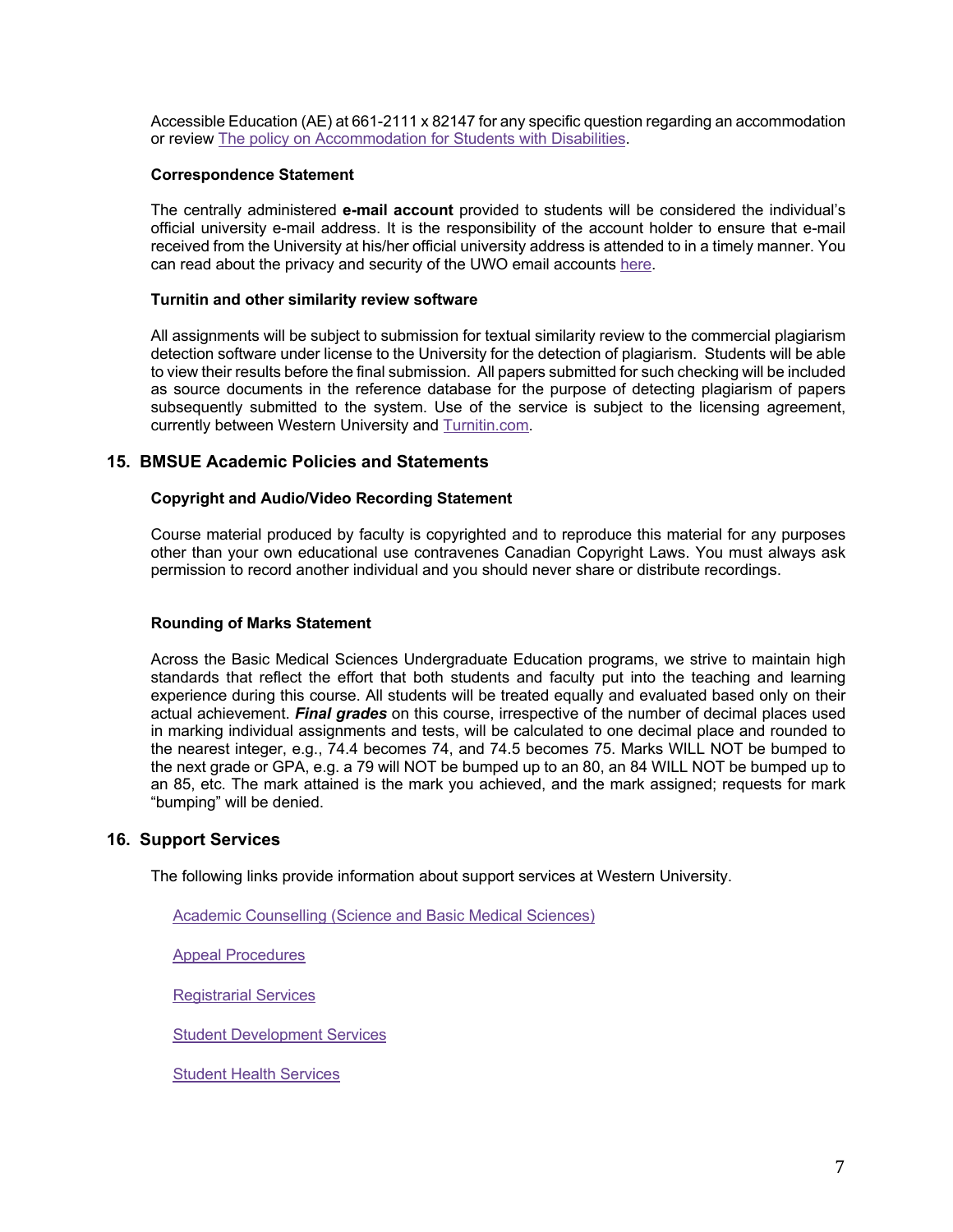Accessible Education (AE) at 661-2111 x 82147 for any specific question regarding an accommodation or review The policy on Accommodation for Students with Disabilities.

**Correspondence Statement**

The centrally administered **e-mail account** provided to students will be considered the individual's official university e-mail address. It is the responsibility of the account holder to ensure that e-mail received from the University at his/her official university address is attended to in a timely manner. You can read about the privacy and security of the UWO email accounts here.

**Turnitin and other similarity review software**

All assignments will be subject to submission for textual similarity review to the commercial plagiarism detection software under license to the University for the detection of plagiarism. Students will be able to view their results before the final submission. All papers submitted for such checking will be included as source documents in the reference database for the purpose of detecting plagiarism of papers subsequently submitted to the system. Use of the service is subject to the licensing agreement, currently between Western University and Turnitin.com.

## 15. BMSUE Academic Policies and Statements

**Copyright and Audio/Video Recording Statement**

Course material produced by faculty is copyrighted and to reproduce this material for any purposes other than your own educational use contravenes Canadian Copyright Laws. You must always ask permission to record another individual and you should never share or distribute recordings.

**Rounding of Marks Statement**

Across the Basic Medical Sciences Undergraduate Education programs, we strive to maintain high standards that reflect the effort that both students and faculty put into the teaching and learning experience during this course. All students will be treated equally and evaluated based only on their actual achievement. ***Final grades*** on this course, irrespective of the number of decimal places used in marking individual assignments and tests, will be calculated to one decimal place and rounded to the nearest integer, e.g., 74.4 becomes 74, and 74.5 becomes 75. Marks WILL NOT be bumped to the next grade or GPA, e.g. a 79 will NOT be bumped up to an 80, an 84 WILL NOT be bumped up to an 85, etc. The mark attained is the mark you achieved, and the mark assigned; requests for mark "bumping" will be denied.

## 16. Support Services

The following links provide information about support services at Western University.

Academic Counselling (Science and Basic Medical Sciences)

Appeal Procedures

Registrarial Services

Student Development Services

Student Health Services